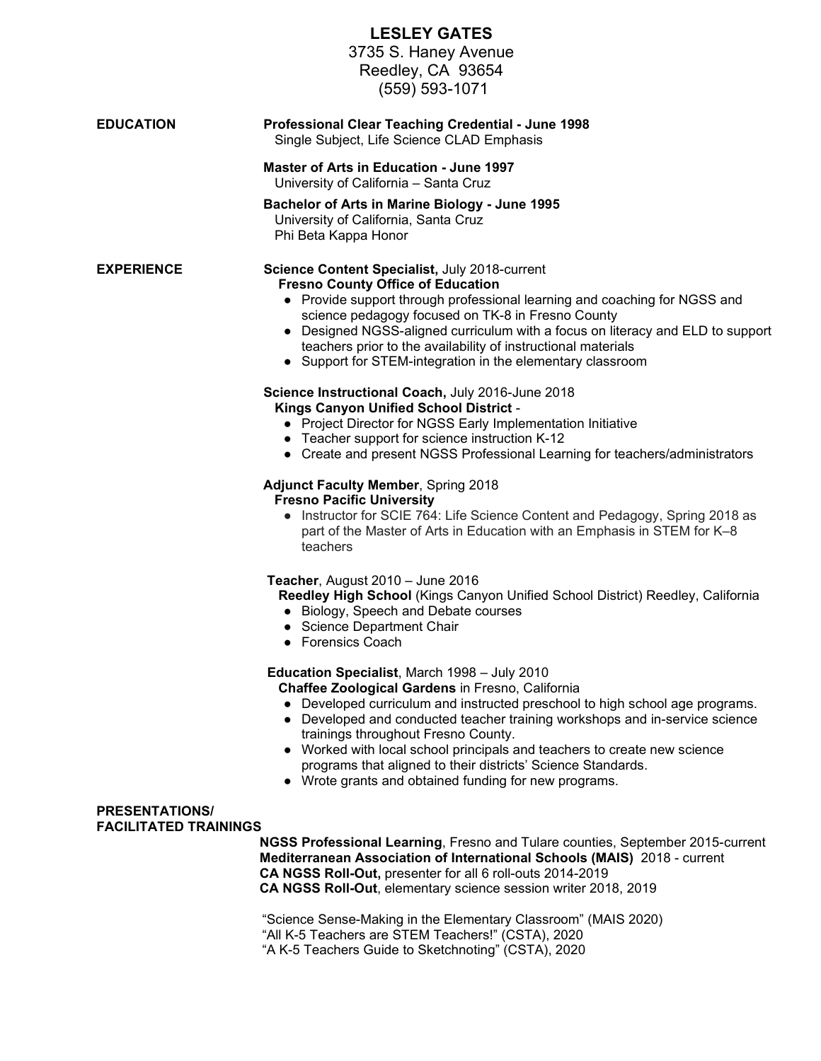# LESLEY GATES

3735 S. Haney Avenue
Reedley, CA 93654
(559) 593-1071

## EDUCATION

**Professional Clear Teaching Credential - June 1998**
Single Subject, Life Science CLAD Emphasis

**Master of Arts in Education - June 1997**
University of California – Santa Cruz

**Bachelor of Arts in Marine Biology - June 1995**
University of California, Santa Cruz
Phi Beta Kappa Honor

## EXPERIENCE

**Science Content Specialist,** July 2018-current
**Fresno County Office of Education**
- Provide support through professional learning and coaching for NGSS and science pedagogy focused on TK-8 in Fresno County
- Designed NGSS-aligned curriculum with a focus on literacy and ELD to support teachers prior to the availability of instructional materials
- Support for STEM-integration in the elementary classroom

**Science Instructional Coach,** July 2016-June 2018
**Kings Canyon Unified School District** -
- Project Director for NGSS Early Implementation Initiative
- Teacher support for science instruction K-12
- Create and present NGSS Professional Learning for teachers/administrators

**Adjunct Faculty Member**, Spring 2018
**Fresno Pacific University**
- Instructor for SCIE 764: Life Science Content and Pedagogy, Spring 2018 as part of the Master of Arts in Education with an Emphasis in STEM for K–8 teachers

**Teacher**, August 2010 – June 2016
**Reedley High School** (Kings Canyon Unified School District) Reedley, California
- Biology, Speech and Debate courses
- Science Department Chair
- Forensics Coach

**Education Specialist**, March 1998 – July 2010
**Chaffee Zoological Gardens** in Fresno, California
- Developed curriculum and instructed preschool to high school age programs.
- Developed and conducted teacher training workshops and in-service science trainings throughout Fresno County.
- Worked with local school principals and teachers to create new science programs that aligned to their districts' Science Standards.
- Wrote grants and obtained funding for new programs.

## PRESENTATIONS/ FACILITATED TRAININGS

**NGSS Professional Learning**, Fresno and Tulare counties, September 2015-current
**Mediterranean Association of International Schools (MAIS)** 2018 - current
**CA NGSS Roll-Out,** presenter for all 6 roll-outs 2014-2019
**CA NGSS Roll-Out**, elementary science session writer 2018, 2019

"Science Sense-Making in the Elementary Classroom" (MAIS 2020)
"All K-5 Teachers are STEM Teachers!" (CSTA), 2020
"A K-5 Teachers Guide to Sketchnoting" (CSTA), 2020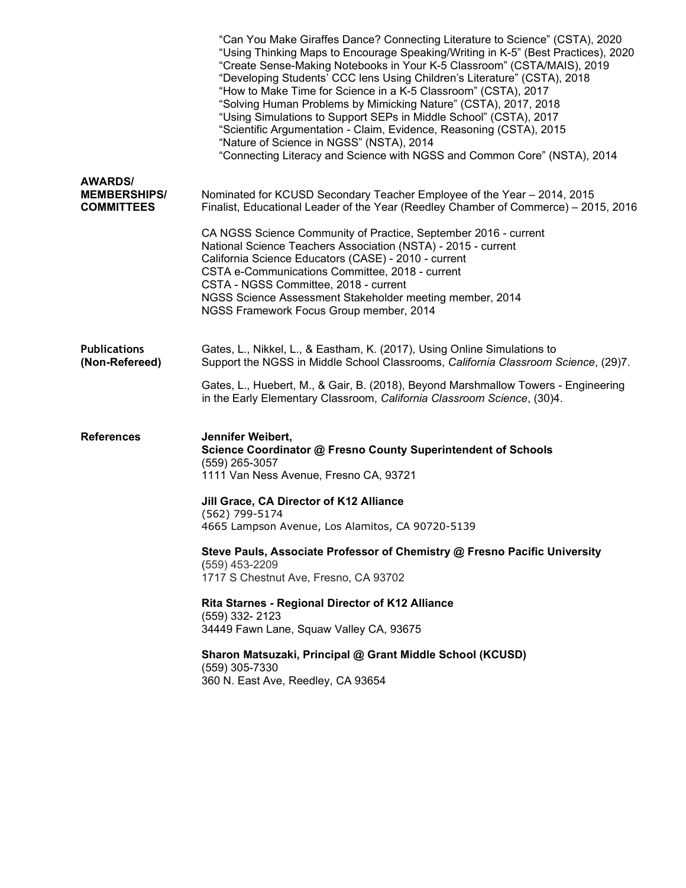"Can You Make Giraffes Dance? Connecting Literature to Science" (CSTA), 2020
"Using Thinking Maps to Encourage Speaking/Writing in K-5" (Best Practices), 2020
"Create Sense-Making Notebooks in Your K-5 Classroom" (CSTA/MAIS), 2019
"Developing Students' CCC lens Using Children's Literature" (CSTA), 2018
"How to Make Time for Science in a K-5 Classroom" (CSTA), 2017
"Solving Human Problems by Mimicking Nature" (CSTA), 2017, 2018
"Using Simulations to Support SEPs in Middle School" (CSTA), 2017
"Scientific Argumentation - Claim, Evidence, Reasoning (CSTA), 2015
"Nature of Science in NGSS" (NSTA), 2014
"Connecting Literacy and Science with NGSS and Common Core" (NSTA), 2014

**AWARDS/ MEMBERSHIPS/ COMMITTEES**

Nominated for KCUSD Secondary Teacher Employee of the Year – 2014, 2015
Finalist, Educational Leader of the Year (Reedley Chamber of Commerce) – 2015, 2016

CA NGSS Science Community of Practice, September 2016 - current
National Science Teachers Association (NSTA) - 2015 - current
California Science Educators (CASE) - 2010 - current
CSTA e-Communications Committee, 2018 - current
CSTA - NGSS Committee, 2018 - current
NGSS Science Assessment Stakeholder meeting member, 2014
NGSS Framework Focus Group member, 2014

**Publications (Non-Refereed)**

Gates, L., Nikkel, L., & Eastham, K. (2017), Using Online Simulations to Support the NGSS in Middle School Classrooms, *California Classroom Science*, (29)7.

Gates, L., Huebert, M., & Gair, B. (2018), Beyond Marshmallow Towers - Engineering in the Early Elementary Classroom, *California Classroom Science*, (30)4.

**References**

**Jennifer Weibert,**
**Science Coordinator @ Fresno County Superintendent of Schools**
(559) 265-3057
1111 Van Ness Avenue, Fresno CA, 93721

**Jill Grace, CA Director of K12 Alliance**
(562) 799-5174
4665 Lampson Avenue, Los Alamitos, CA 90720-5139

**Steve Pauls, Associate Professor of Chemistry @ Fresno Pacific University**
(559) 453-2209
1717 S Chestnut Ave, Fresno, CA 93702

**Rita Starnes - Regional Director of K12 Alliance**
(559) 332- 2123
34449 Fawn Lane, Squaw Valley CA, 93675

**Sharon Matsuzaki, Principal @ Grant Middle School (KCUSD)**
(559) 305-7330
360 N. East Ave, Reedley, CA 93654